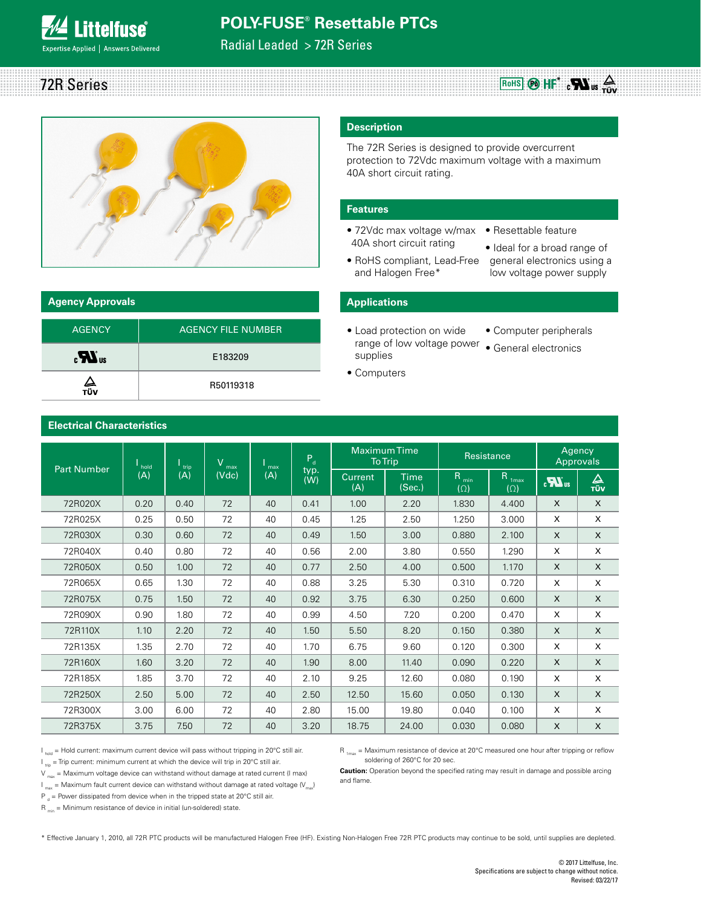# POLY-FUSE® Resettable PTCs

Radial Leaded > 72R Series

## 72R Series

## Description

The 72R Series is designed to provide overcurrent protection to 72Vdc maximum voltage with a maximum 40A short circuit rating.

## Features

- 72Vdc max voltage w/max 40A short circuit rating
- RoHS compliant, Lead-Free and Halogen Free*
- Resettable feature
- Ideal for a broad range of general electronics using a low voltage power supply

## Agency Approvals

| AGENCY | AGENCY FILE NUMBER |
|---|---|
| cULus | E183209 |
| TÜV | R50119318 |

## Applications

- Load protection on wide range of low voltage power supplies
- Computers
- Computer peripherals
- General electronics

## Electrical Characteristics

| Part Number | $I_{hold}$ (A) | $I_{trip}$ (A) | $V_{max}$ (Vdc) | $I_{max}$ (A) | $P_d$ typ. (W) | Maximum Time To Trip | | Resistance | | Agency Approvals | |
|---|---|---|---|---|---|---|---|---|---|---|---|
| | | | | | | Current (A) | Time (Sec.) | $R_{min}$ (Ω) | $R_{1max}$ (Ω) | cULus | TÜV |
| 72R020X | 0.20 | 0.40 | 72 | 40 | 0.41 | 1.00 | 2.20 | 1.830 | 4.400 | X | X |
| 72R025X | 0.25 | 0.50 | 72 | 40 | 0.45 | 1.25 | 2.50 | 1.250 | 3.000 | X | X |
| 72R030X | 0.30 | 0.60 | 72 | 40 | 0.49 | 1.50 | 3.00 | 0.880 | 2.100 | X | X |
| 72R040X | 0.40 | 0.80 | 72 | 40 | 0.56 | 2.00 | 3.80 | 0.550 | 1.290 | X | X |
| 72R050X | 0.50 | 1.00 | 72 | 40 | 0.77 | 2.50 | 4.00 | 0.500 | 1.170 | X | X |
| 72R065X | 0.65 | 1.30 | 72 | 40 | 0.88 | 3.25 | 5.30 | 0.310 | 0.720 | X | X |
| 72R075X | 0.75 | 1.50 | 72 | 40 | 0.92 | 3.75 | 6.30 | 0.250 | 0.600 | X | X |
| 72R090X | 0.90 | 1.80 | 72 | 40 | 0.99 | 4.50 | 7.20 | 0.200 | 0.470 | X | X |
| 72R110X | 1.10 | 2.20 | 72 | 40 | 1.50 | 5.50 | 8.20 | 0.150 | 0.380 | X | X |
| 72R135X | 1.35 | 2.70 | 72 | 40 | 1.70 | 6.75 | 9.60 | 0.120 | 0.300 | X | X |
| 72R160X | 1.60 | 3.20 | 72 | 40 | 1.90 | 8.00 | 11.40 | 0.090 | 0.220 | X | X |
| 72R185X | 1.85 | 3.70 | 72 | 40 | 2.10 | 9.25 | 12.60 | 0.080 | 0.190 | X | X |
| 72R250X | 2.50 | 5.00 | 72 | 40 | 2.50 | 12.50 | 15.60 | 0.050 | 0.130 | X | X |
| 72R300X | 3.00 | 6.00 | 72 | 40 | 2.80 | 15.00 | 19.80 | 0.040 | 0.100 | X | X |
| 72R375X | 3.75 | 7.50 | 72 | 40 | 3.20 | 18.75 | 24.00 | 0.030 | 0.080 | X | X |

$I_{hold}$ = Hold current: maximum current device will pass without tripping in 20°C still air.

$I_{trip}$ = Trip current: minimum current at which the device will trip in 20°C still air.

$V_{max}$ = Maximum voltage device can withstand without damage at rated current (I max)

$I_{max}$ = Maximum fault current device can withstand without damage at rated voltage ($V_{max}$)

$P_d$ = Power dissipated from device when in the tripped state at 20°C still air.

$R_{min}$ = Minimum resistance of device in initial (un-soldered) state.

$R_{1max}$ = Maximum resistance of device at 20°C measured one hour after tripping or reflow soldering of 260°C for 20 sec.

**Caution:** Operation beyond the specified rating may result in damage and possible arcing and flame.

\* Effective January 1, 2010, all 72R PTC products will be manufactured Halogen Free (HF). Existing Non-Halogen Free 72R PTC products may continue to be sold, until supplies are depleted.

© 2017 Littelfuse, Inc.
Specifications are subject to change without notice.
Revised: 03/22/17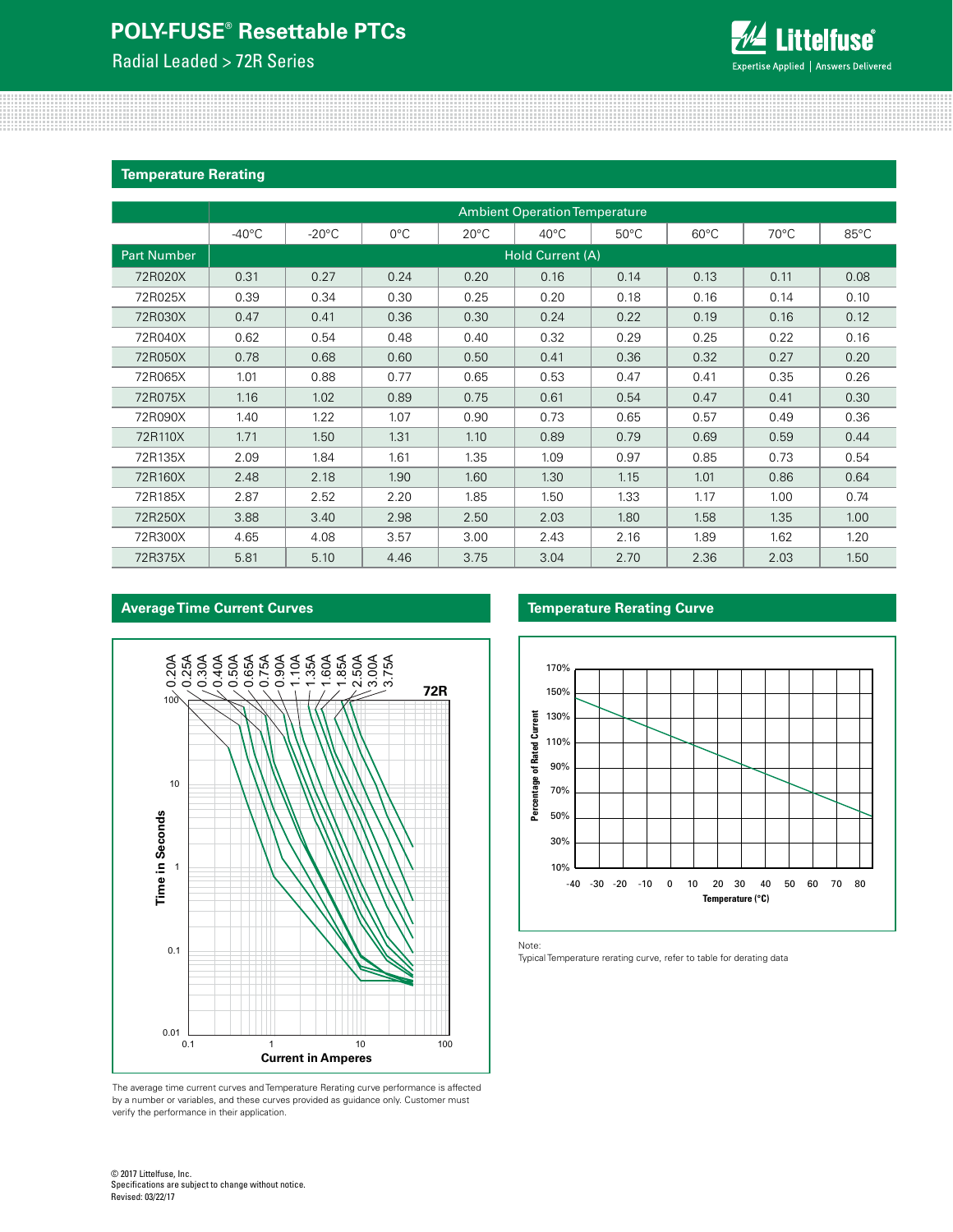## Temperature Rerating

| | Ambient Operation Temperature | | | | | | | | |
|---|---|---|---|---|---|---|---|---|---|
| | -40°C | -20°C | 0°C | 20°C | 40°C | 50°C | 60°C | 70°C | 85°C |
| Part Number | Hold Current (A) | | | | | | | | |
| 72R020X | 0.31 | 0.27 | 0.24 | 0.20 | 0.16 | 0.14 | 0.13 | 0.11 | 0.08 |
| 72R025X | 0.39 | 0.34 | 0.30 | 0.25 | 0.20 | 0.18 | 0.16 | 0.14 | 0.10 |
| 72R030X | 0.47 | 0.41 | 0.36 | 0.30 | 0.24 | 0.22 | 0.19 | 0.16 | 0.12 |
| 72R040X | 0.62 | 0.54 | 0.48 | 0.40 | 0.32 | 0.29 | 0.25 | 0.22 | 0.16 |
| 72R050X | 0.78 | 0.68 | 0.60 | 0.50 | 0.41 | 0.36 | 0.32 | 0.27 | 0.20 |
| 72R065X | 1.01 | 0.88 | 0.77 | 0.65 | 0.53 | 0.47 | 0.41 | 0.35 | 0.26 |
| 72R075X | 1.16 | 1.02 | 0.89 | 0.75 | 0.61 | 0.54 | 0.47 | 0.41 | 0.30 |
| 72R090X | 1.40 | 1.22 | 1.07 | 0.90 | 0.73 | 0.65 | 0.57 | 0.49 | 0.36 |
| 72R110X | 1.71 | 1.50 | 1.31 | 1.10 | 0.89 | 0.79 | 0.69 | 0.59 | 0.44 |
| 72R135X | 2.09 | 1.84 | 1.61 | 1.35 | 1.09 | 0.97 | 0.85 | 0.73 | 0.54 |
| 72R160X | 2.48 | 2.18 | 1.90 | 1.60 | 1.30 | 1.15 | 1.01 | 0.86 | 0.64 |
| 72R185X | 2.87 | 2.52 | 2.20 | 1.85 | 1.50 | 1.33 | 1.17 | 1.00 | 0.74 |
| 72R250X | 3.88 | 3.40 | 2.98 | 2.50 | 2.03 | 1.80 | 1.58 | 1.35 | 1.00 |
| 72R300X | 4.65 | 4.08 | 3.57 | 3.00 | 2.43 | 2.16 | 1.89 | 1.62 | 1.20 |
| 72R375X | 5.81 | 5.10 | 4.46 | 3.75 | 3.04 | 2.70 | 2.36 | 2.03 | 1.50 |

## Average Time Current Curves

The average time current curves and Temperature Rerating curve performance is affected by a number or variables, and these curves provided as guidance only. Customer must verify the performance in their application.

## Temperature Rerating Curve

Note:
Typical Temperature rerating curve, refer to table for derating data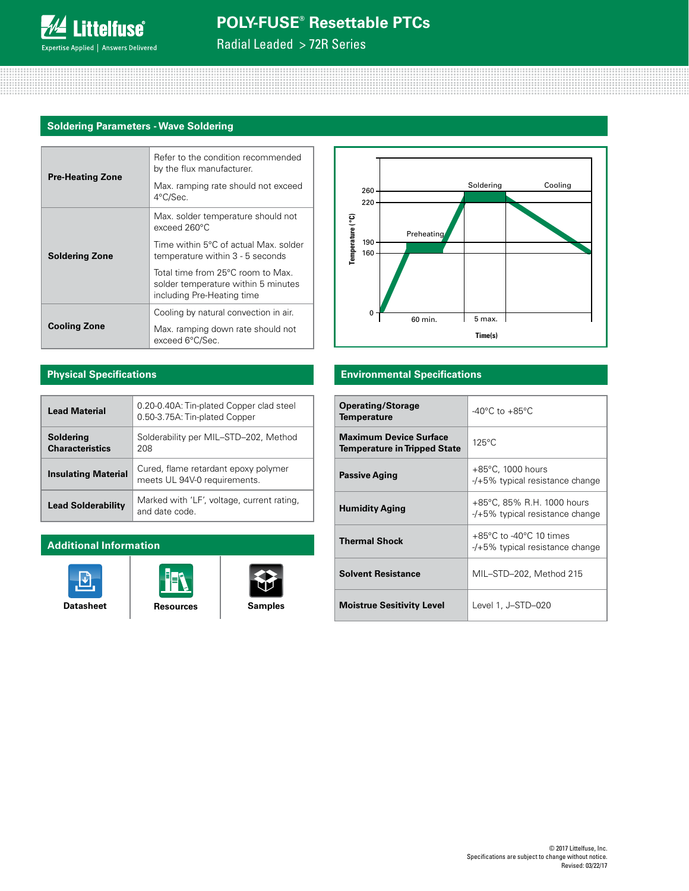## Soldering Parameters - Wave Soldering

| | |
|---|---|
| **Pre-Heating Zone** | Refer to the condition recommended by the flux manufacturer. Max. ramping rate should not exceed 4°C/Sec. |
| **Soldering Zone** | Max. solder temperature should not exceed 260°C. Time within 5°C of actual Max. solder temperature within 3 - 5 seconds. Total time from 25°C room to Max. solder temperature within 5 minutes including Pre-Heating time |
| **Cooling Zone** | Cooling by natural convection in air. Max. ramping down rate should not exceed 6°C/Sec. |

## Physical Specifications

| | |
|---|---|
| **Lead Material** | 0.20-0.40A: Tin-plated Copper clad steel<br>0.50-3.75A: Tin-plated Copper |
| **Soldering Characteristics** | Solderability per MIL–STD–202, Method 208 |
| **Insulating Material** | Cured, flame retardant epoxy polymer meets UL 94V-0 requirements. |
| **Lead Solderability** | Marked with 'LF', voltage, current rating, and date code. |

## Environmental Specifications

| | |
|---|---|
| **Operating/Storage Temperature** | -40°C to +85°C |
| **Maximum Device Surface Temperature in Tripped State** | 125°C |
| **Passive Aging** | +85°C, 1000 hours<br>-/+5% typical resistance change |
| **Humidity Aging** | +85°C, 85% R.H. 1000 hours<br>-/+5% typical resistance change |
| **Thermal Shock** | +85°C to -40°C 10 times<br>-/+5% typical resistance change |
| **Solvent Resistance** | MIL–STD–202, Method 215 |
| **Moistrue Sesitivity Level** | Level 1, J–STD–020 |

## Additional Information

Datasheet | Resources | Samples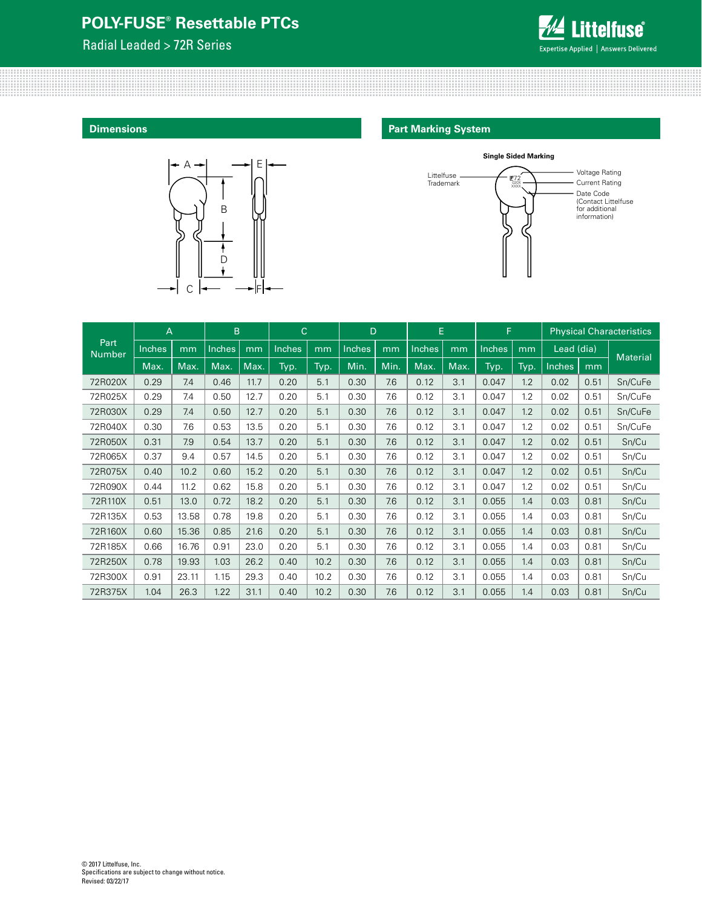## Dimensions

## Part Marking System

Single Sided Marking

Littelfuse Trademark

Voltage Rating

Current Rating

Date Code (Contact Littelfuse for additional information)

| Part Number | A | | B | | C | | D | | E | | F | | Physical Characteristics | | |
|---|---|---|---|---|---|---|---|---|---|---|---|---|---|---|---|
| | Inches | mm | Inches | mm | Inches | mm | Inches | mm | Inches | mm | Inches | mm | Lead (dia) | | Material |
| | Max. | Max. | Max. | Max. | Typ. | Typ. | Min. | Min. | Max. | Max. | Typ. | Typ. | Inches | mm | |
| 72R020X | 0.29 | 7.4 | 0.46 | 11.7 | 0.20 | 5.1 | 0.30 | 7.6 | 0.12 | 3.1 | 0.047 | 1.2 | 0.02 | 0.51 | Sn/CuFe |
| 72R025X | 0.29 | 7.4 | 0.50 | 12.7 | 0.20 | 5.1 | 0.30 | 7.6 | 0.12 | 3.1 | 0.047 | 1.2 | 0.02 | 0.51 | Sn/CuFe |
| 72R030X | 0.29 | 7.4 | 0.50 | 12.7 | 0.20 | 5.1 | 0.30 | 7.6 | 0.12 | 3.1 | 0.047 | 1.2 | 0.02 | 0.51 | Sn/CuFe |
| 72R040X | 0.30 | 7.6 | 0.53 | 13.5 | 0.20 | 5.1 | 0.30 | 7.6 | 0.12 | 3.1 | 0.047 | 1.2 | 0.02 | 0.51 | Sn/CuFe |
| 72R050X | 0.31 | 7.9 | 0.54 | 13.7 | 0.20 | 5.1 | 0.30 | 7.6 | 0.12 | 3.1 | 0.047 | 1.2 | 0.02 | 0.51 | Sn/Cu |
| 72R065X | 0.37 | 9.4 | 0.57 | 14.5 | 0.20 | 5.1 | 0.30 | 7.6 | 0.12 | 3.1 | 0.047 | 1.2 | 0.02 | 0.51 | Sn/Cu |
| 72R075X | 0.40 | 10.2 | 0.60 | 15.2 | 0.20 | 5.1 | 0.30 | 7.6 | 0.12 | 3.1 | 0.047 | 1.2 | 0.02 | 0.51 | Sn/Cu |
| 72R090X | 0.44 | 11.2 | 0.62 | 15.8 | 0.20 | 5.1 | 0.30 | 7.6 | 0.12 | 3.1 | 0.047 | 1.2 | 0.02 | 0.51 | Sn/Cu |
| 72R110X | 0.51 | 13.0 | 0.72 | 18.2 | 0.20 | 5.1 | 0.30 | 7.6 | 0.12 | 3.1 | 0.055 | 1.4 | 0.03 | 0.81 | Sn/Cu |
| 72R135X | 0.53 | 13.58 | 0.78 | 19.8 | 0.20 | 5.1 | 0.30 | 7.6 | 0.12 | 3.1 | 0.055 | 1.4 | 0.03 | 0.81 | Sn/Cu |
| 72R160X | 0.60 | 15.36 | 0.85 | 21.6 | 0.20 | 5.1 | 0.30 | 7.6 | 0.12 | 3.1 | 0.055 | 1.4 | 0.03 | 0.81 | Sn/Cu |
| 72R185X | 0.66 | 16.76 | 0.91 | 23.0 | 0.20 | 5.1 | 0.30 | 7.6 | 0.12 | 3.1 | 0.055 | 1.4 | 0.03 | 0.81 | Sn/Cu |
| 72R250X | 0.78 | 19.93 | 1.03 | 26.2 | 0.40 | 10.2 | 0.30 | 7.6 | 0.12 | 3.1 | 0.055 | 1.4 | 0.03 | 0.81 | Sn/Cu |
| 72R300X | 0.91 | 23.11 | 1.15 | 29.3 | 0.40 | 10.2 | 0.30 | 7.6 | 0.12 | 3.1 | 0.055 | 1.4 | 0.03 | 0.81 | Sn/Cu |
| 72R375X | 1.04 | 26.3 | 1.22 | 31.1 | 0.40 | 10.2 | 0.30 | 7.6 | 0.12 | 3.1 | 0.055 | 1.4 | 0.03 | 0.81 | Sn/Cu |

© 2017 Littelfuse, Inc.
Specifications are subject to change without notice.
Revised: 03/22/17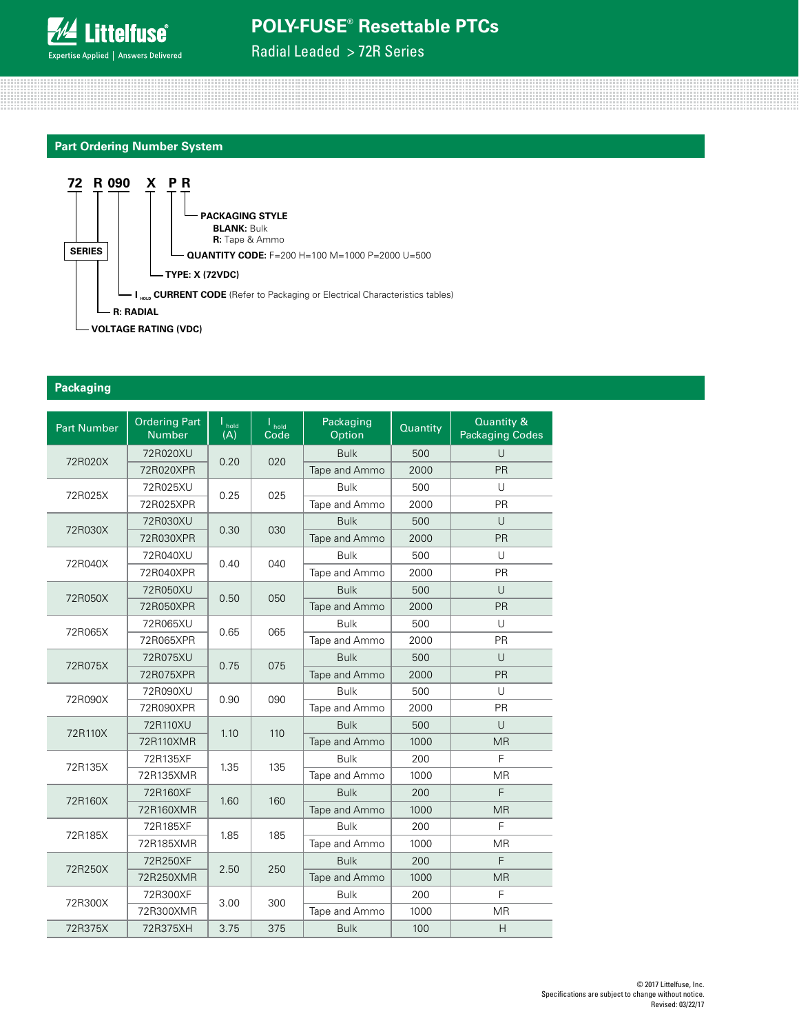## Part Ordering Number System

**72 R 090 X P R**

- **SERIES**
- **72** — VOLTAGE RATING (VDC)
- **R** — R: RADIAL
- **090** — $I_{HOLD}$ CURRENT CODE (Refer to Packaging or Electrical Characteristics tables)
- **X** — TYPE: X (72VDC)
- **P** — QUANTITY CODE: F=200 H=100 M=1000 P=2000 U=500
- **R** — PACKAGING STYLE
  - **BLANK:** Bulk
  - **R:** Tape & Ammo

## Packaging

| Part Number | Ordering Part Number | $I_{hold}$ (A) | $I_{hold}$ Code | Packaging Option | Quantity | Quantity & Packaging Codes |
|---|---|---|---|---|---|---|
| 72R020X | 72R020XU | 0.20 | 020 | Bulk | 500 | U |
| | 72R020XPR | | | Tape and Ammo | 2000 | PR |
| 72R025X | 72R025XU | 0.25 | 025 | Bulk | 500 | U |
| | 72R025XPR | | | Tape and Ammo | 2000 | PR |
| 72R030X | 72R030XU | 0.30 | 030 | Bulk | 500 | U |
| | 72R030XPR | | | Tape and Ammo | 2000 | PR |
| 72R040X | 72R040XU | 0.40 | 040 | Bulk | 500 | U |
| | 72R040XPR | | | Tape and Ammo | 2000 | PR |
| 72R050X | 72R050XU | 0.50 | 050 | Bulk | 500 | U |
| | 72R050XPR | | | Tape and Ammo | 2000 | PR |
| 72R065X | 72R065XU | 0.65 | 065 | Bulk | 500 | U |
| | 72R065XPR | | | Tape and Ammo | 2000 | PR |
| 72R075X | 72R075XU | 0.75 | 075 | Bulk | 500 | U |
| | 72R075XPR | | | Tape and Ammo | 2000 | PR |
| 72R090X | 72R090XU | 0.90 | 090 | Bulk | 500 | U |
| | 72R090XPR | | | Tape and Ammo | 2000 | PR |
| 72R110X | 72R110XU | 1.10 | 110 | Bulk | 500 | U |
| | 72R110XMR | | | Tape and Ammo | 1000 | MR |
| 72R135X | 72R135XF | 1.35 | 135 | Bulk | 200 | F |
| | 72R135XMR | | | Tape and Ammo | 1000 | MR |
| 72R160X | 72R160XF | 1.60 | 160 | Bulk | 200 | F |
| | 72R160XMR | | | Tape and Ammo | 1000 | MR |
| 72R185X | 72R185XF | 1.85 | 185 | Bulk | 200 | F |
| | 72R185XMR | | | Tape and Ammo | 1000 | MR |
| 72R250X | 72R250XF | 2.50 | 250 | Bulk | 200 | F |
| | 72R250XMR | | | Tape and Ammo | 1000 | MR |
| 72R300X | 72R300XF | 3.00 | 300 | Bulk | 200 | F |
| | 72R300XMR | | | Tape and Ammo | 1000 | MR |
| 72R375X | 72R375XH | 3.75 | 375 | Bulk | 100 | H |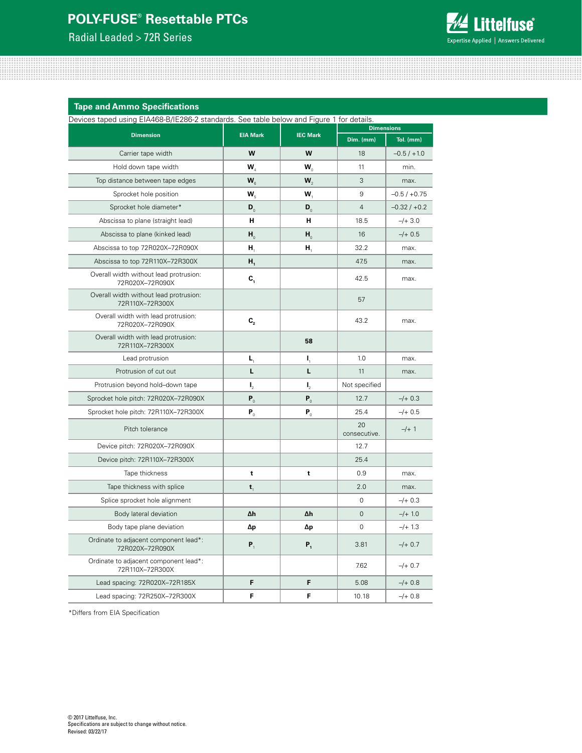## Tape and Ammo Specifications

Devices taped using EIA468-B/IE286-2 standards. See table below and Figure 1 for details.

| Dimension | EIA Mark | IEC Mark | Dimensions | |
|---|---|---|---|---|
| | | | Dim. (mm) | Tol. (mm) |
| Carrier tape width | **W** | **W** | 18 | –0.5 / +1.0 |
| Hold down tape width | **$W_4$** | **$W_0$** | 11 | min. |
| Top distance between tape edges | **$W_6$** | **$W_2$** | 3 | max. |
| Sprocket hole position | **$W_5$** | **$W_1$** | 9 | –0.5 / +0.75 |
| Sprocket hole diameter* | **$D_0$** | **$D_0$** | 4 | –0.32 / +0.2 |
| Abscissa to plane (straight lead) | **H** | **H** | 18.5 | –/+ 3.0 |
| Abscissa to plane (kinked lead) | **$H_0$** | **$H_0$** | 16 | –/+ 0.5 |
| Abscissa to top 72R020X–72R090X | **$H_1$** | **$H_1$** | 32.2 | max. |
| Abscissa to top 72R110X–72R300X | **$H_1$** | | 47.5 | max. |
| Overall width without lead protrusion: 72R020X–72R090X | **$C_1$** | | 42.5 | max. |
| Overall width without lead protrusion: 72R110X–72R300X | | | 57 | |
| Overall width with lead protrusion: 72R020X–72R090X | **$C_2$** | | 43.2 | max. |
| Overall width with lead protrusion: 72R110X–72R300X | | **58** | | |
| Lead protrusion | **$L_1$** | **$I_1$** | 1.0 | max. |
| Protrusion of cut out | **L** | **L** | 11 | max. |
| Protrusion beyond hold–down tape | **$I_2$** | **$I_2$** | Not specified | |
| Sprocket hole pitch: 72R020X–72R090X | **$P_0$** | **$P_0$** | 12.7 | –/+ 0.3 |
| Sprocket hole pitch: 72R110X–72R300X | **$P_0$** | **$P_0$** | 25.4 | –/+ 0.5 |
| Pitch tolerance | | | 20 consecutive. | –/+ 1 |
| Device pitch: 72R020X–72R090X | | | 12.7 | |
| Device pitch: 72R110X–72R300X | | | 25.4 | |
| Tape thickness | **t** | **t** | 0.9 | max. |
| Tape thickness with splice | **$t_1$** | | 2.0 | max. |
| Splice sprocket hole alignment | | | 0 | –/+ 0.3 |
| Body lateral deviation | **Δh** | **Δh** | 0 | –/+ 1.0 |
| Body tape plane deviation | **Δp** | **Δp** | 0 | –/+ 1.3 |
| Ordinate to adjacent component lead*: 72R020X–72R090X | **$P_1$** | **$P_1$** | 3.81 | –/+ 0.7 |
| Ordinate to adjacent component lead*: 72R110X–72R300X | | | 7.62 | –/+ 0.7 |
| Lead spacing: 72R020X–72R185X | **F** | **F** | 5.08 | –/+ 0.8 |
| Lead spacing: 72R250X–72R300X | **F** | **F** | 10.18 | –/+ 0.8 |

*Differs from EIA Specification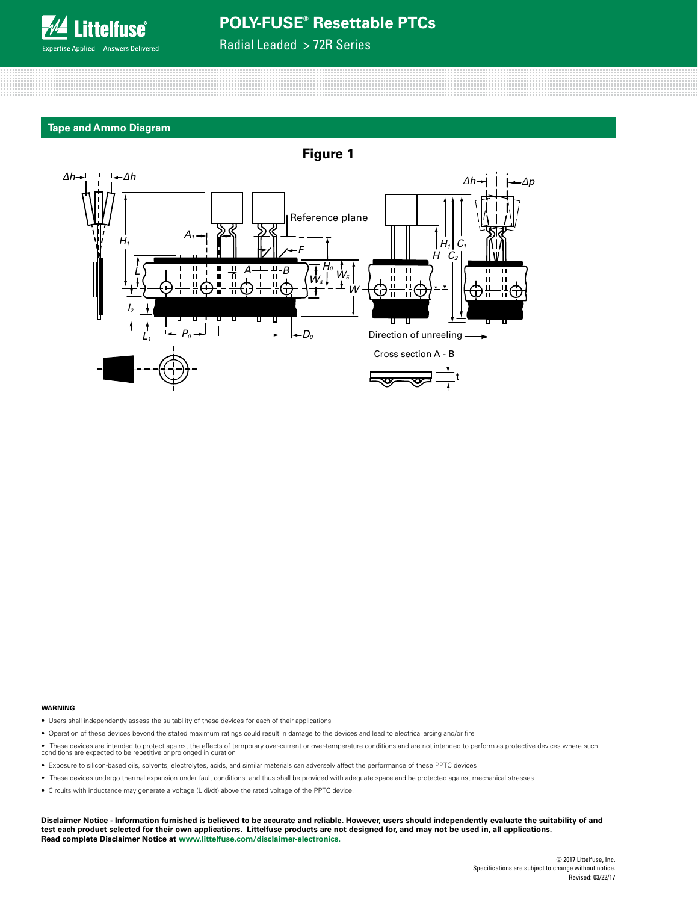## Tape and Ammo Diagram

**Figure 1**

**WARNING**

- Users shall independently assess the suitability of these devices for each of their applications
- Operation of these devices beyond the stated maximum ratings could result in damage to the devices and lead to electrical arcing and/or fire
- These devices are intended to protect against the effects of temporary over-current or over-temperature conditions and are not intended to perform as protective devices where such conditions are expected to be repetitive or prolonged in duration
- Exposure to silicon-based oils, solvents, electrolytes, acids, and similar materials can adversely affect the performance of these PPTC devices
- These devices undergo thermal expansion under fault conditions, and thus shall be provided with adequate space and be protected against mechanical stresses
- Circuits with inductance may generate a voltage (L di/dt) above the rated voltage of the PPTC device.

**Disclaimer Notice - Information furnished is believed to be accurate and reliable. However, users should independently evaluate the suitability of and test each product selected for their own applications. Littelfuse products are not designed for, and may not be used in, all applications. Read complete Disclaimer Notice at www.littelfuse.com/disclaimer-electronics.**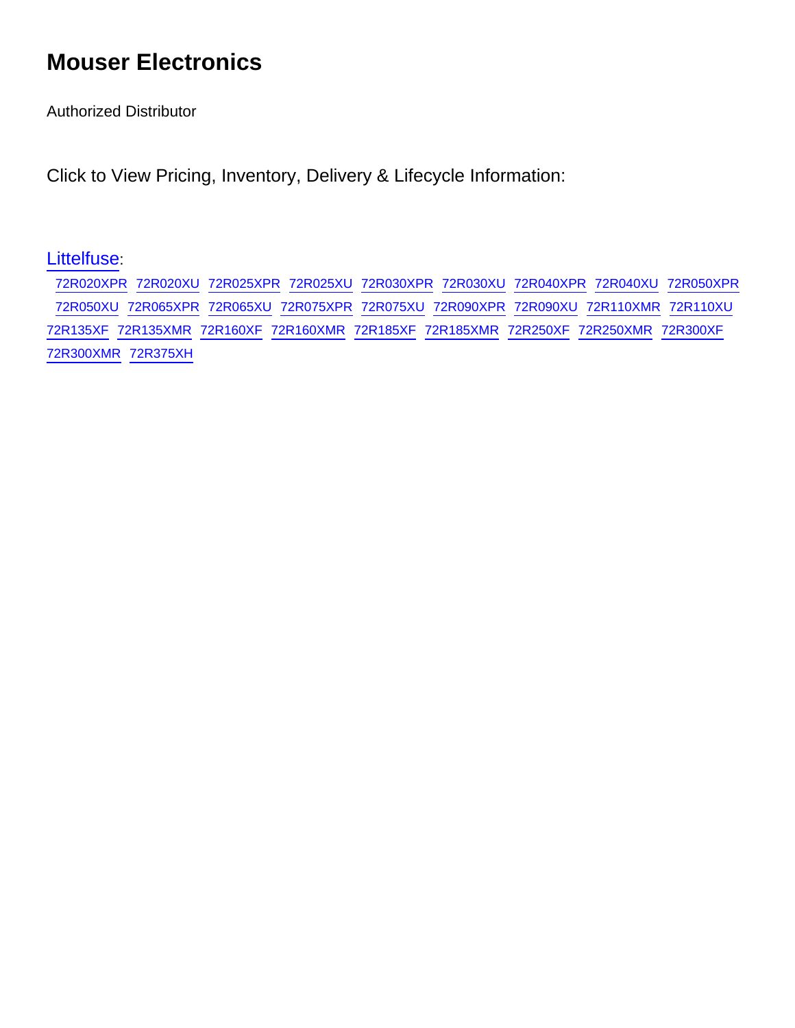# Mouser Electronics

Authorized Distributor

Click to View Pricing, Inventory, Delivery & Lifecycle Information:

Littelfuse:

72R020XPR 72R020XU 72R025XPR 72R025XU 72R030XPR 72R030XU 72R040XPR 72R040XU 72R050XPR 72R050XU 72R065XPR 72R065XU 72R075XPR 72R075XU 72R090XPR 72R090XU 72R110XMR 72R110XU 72R135XF 72R135XMR 72R160XF 72R160XMR 72R185XF 72R185XMR 72R250XF 72R250XMR 72R300XF 72R300XMR 72R375XH